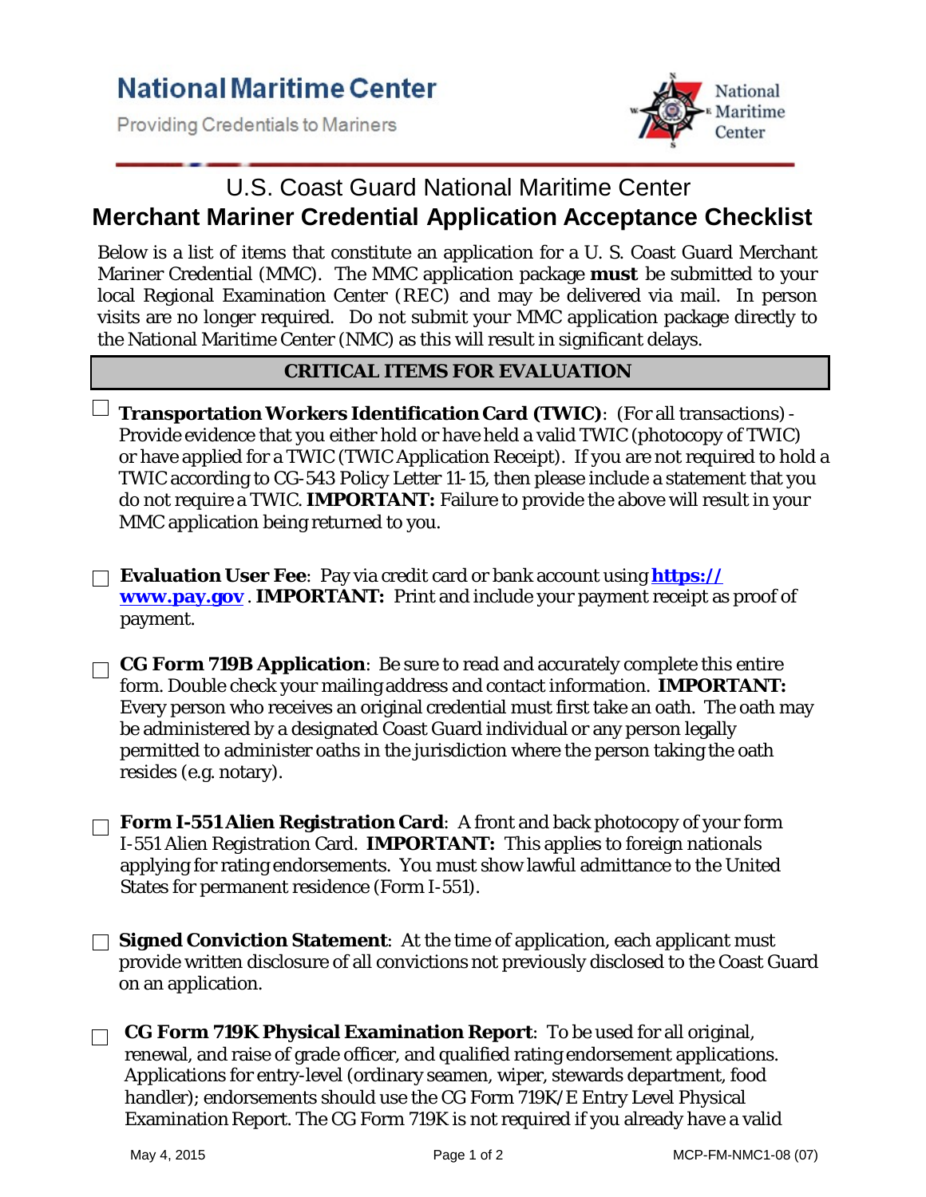# National Maritime Center

Providing Credentials to Mariners

## U.S. Coast Guard National Maritime Center

## Merchant Mariner Credential Application Acceptance Checklist

Below is a list of items that constitute an application for a U. S. Coast Guard Merchant Mariner Credential (MMC). The MMC application package **must** be submitted to your local Regional Examination Center (REC) and may be delivered via mail. In person visits are no longer required. Do not submit your MMC application package directly to the National Maritime Center (NMC) as this will result in significant delays.

**CRITICAL ITEMS FOR EVALUATION**

- ☐ **Transportation Workers Identification Card (TWIC)**: (For all transactions) - Provide evidence that you either hold or have held a valid TWIC (photocopy of TWIC) or have applied for a TWIC (TWIC Application Receipt). If you are not required to hold a TWIC according to CG-543 Policy Letter 11-15, then please include a statement that you do not require a TWIC. **IMPORTANT:** Failure to provide the above will result in your MMC application being returned to you.

- ☐ **Evaluation User Fee**: Pay via credit card or bank account using **https://www.pay.gov**. **IMPORTANT:** Print and include your payment receipt as proof of payment.

- ☐ **CG Form 719B Application**: Be sure to read and accurately complete this entire form. Double check your mailing address and contact information. **IMPORTANT:** Every person who receives an original credential must first take an oath. The oath may be administered by a designated Coast Guard individual or any person legally permitted to administer oaths in the jurisdiction where the person taking the oath resides (e.g. notary).

- ☐ **Form I-551 Alien Registration Card**: A front and back photocopy of your form I-551 Alien Registration Card. **IMPORTANT:** This applies to foreign nationals applying for rating endorsements. You must show lawful admittance to the United States for permanent residence (Form I-551).

- ☐ **Signed Conviction Statement**: At the time of application, each applicant must provide written disclosure of all convictions not previously disclosed to the Coast Guard on an application.

- ☐ **CG Form 719K Physical Examination Report**: To be used for all original, renewal, and raise of grade officer, and qualified rating endorsement applications. Applications for entry-level (ordinary seamen, wiper, stewards department, food handler); endorsements should use the CG Form 719K/E Entry Level Physical Examination Report. The CG Form 719K is not required if you already have a valid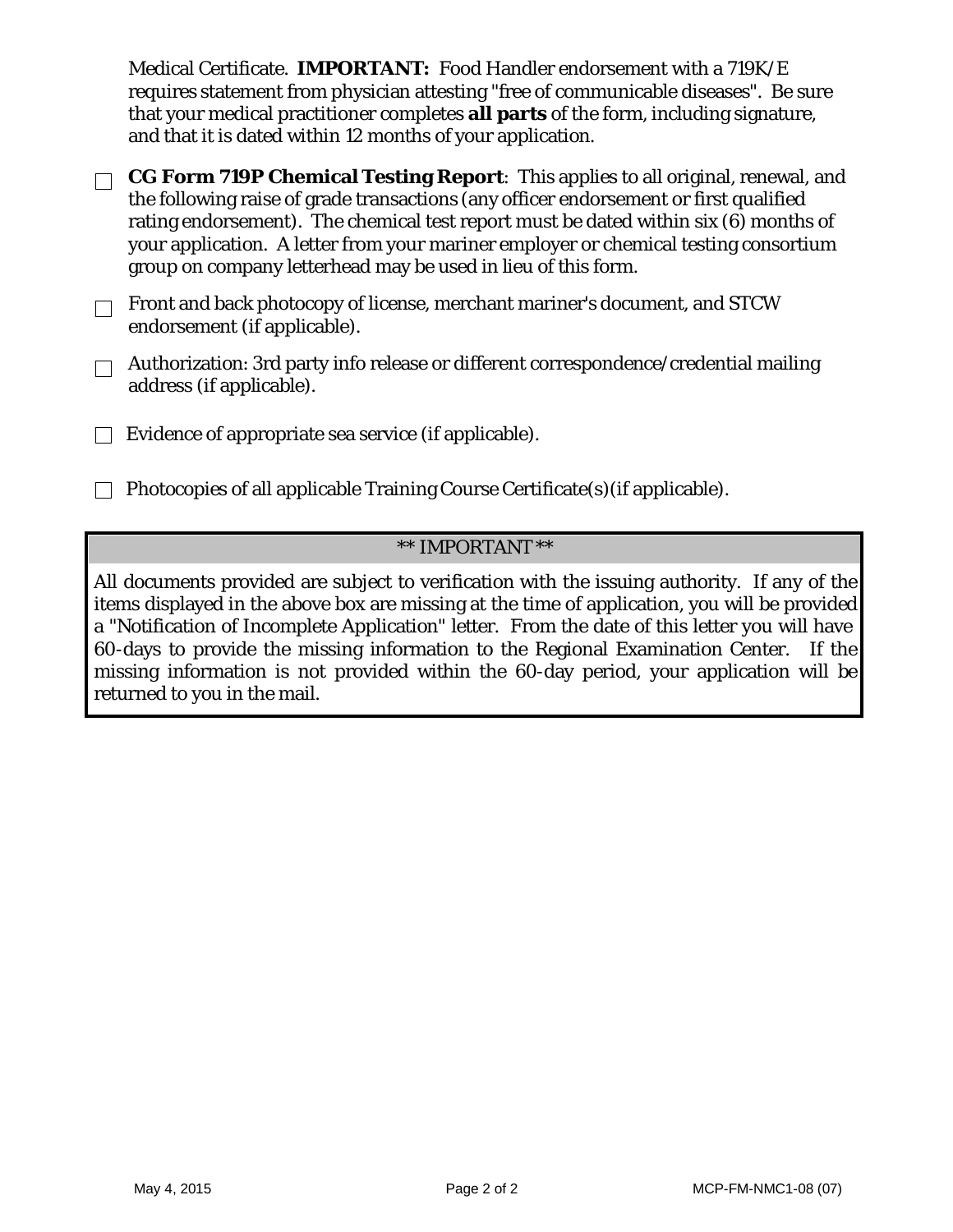Medical Certificate. **IMPORTANT:** Food Handler endorsement with a 719K/E requires statement from physician attesting "free of communicable diseases". Be sure that your medical practitioner completes **all parts** of the form, including signature, and that it is dated within 12 months of your application.

- ☐ **CG Form 719P Chemical Testing Report**: This applies to all original, renewal, and the following raise of grade transactions (any officer endorsement or first qualified rating endorsement). The chemical test report must be dated within six (6) months of your application. A letter from your mariner employer or chemical testing consortium group on company letterhead may be used in lieu of this form.
- ☐ Front and back photocopy of license, merchant mariner's document, and STCW endorsement (if applicable).
- ☐ Authorization: 3rd party info release or different correspondence/credential mailing address (if applicable).
- ☐ Evidence of appropriate sea service (if applicable).
- ☐ Photocopies of all applicable Training Course Certificate(s)(if applicable).

| ** IMPORTANT ** |
| --- |
| All documents provided are subject to verification with the issuing authority. If any of the items displayed in the above box are missing at the time of application, you will be provided a "Notification of Incomplete Application" letter. From the date of this letter you will have 60-days to provide the missing information to the Regional Examination Center. If the missing information is not provided within the 60-day period, your application will be returned to you in the mail. |

May 4, 2015 MCP-FM-NMC1-08 (07)